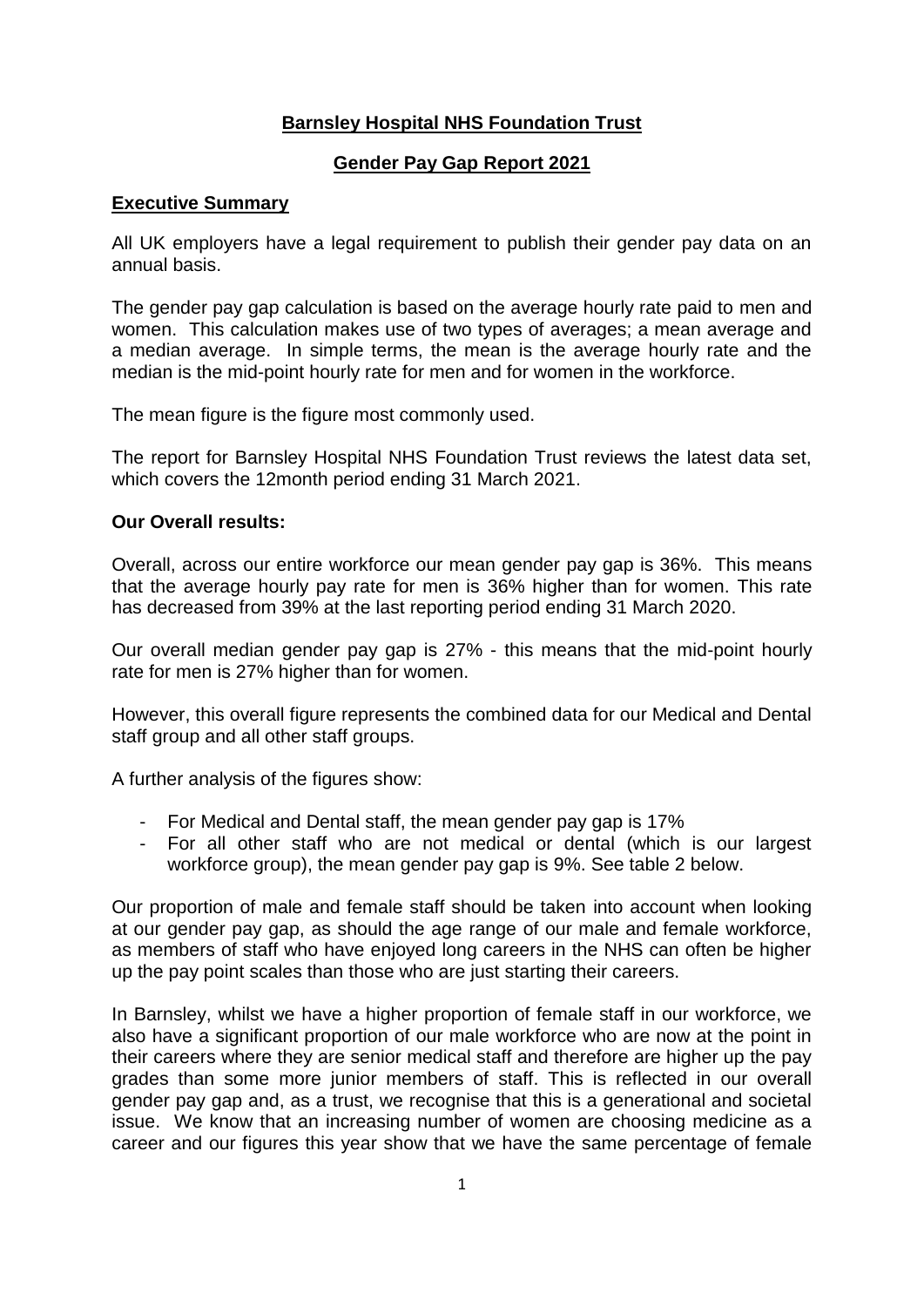# Barnsley Hospital NHS Foundation Trust

## Gender Pay Gap Report 2021

### Executive Summary

All UK employers have a legal requirement to publish their gender pay data on an annual basis.

The gender pay gap calculation is based on the average hourly rate paid to men and women. This calculation makes use of two types of averages; a mean average and a median average. In simple terms, the mean is the average hourly rate and the median is the mid-point hourly rate for men and for women in the workforce.

The mean figure is the figure most commonly used.

The report for Barnsley Hospital NHS Foundation Trust reviews the latest data set, which covers the 12month period ending 31 March 2021.

**Our Overall results:**

Overall, across our entire workforce our mean gender pay gap is 36%. This means that the average hourly pay rate for men is 36% higher than for women. This rate has decreased from 39% at the last reporting period ending 31 March 2020.

Our overall median gender pay gap is 27% - this means that the mid-point hourly rate for men is 27% higher than for women.

However, this overall figure represents the combined data for our Medical and Dental staff group and all other staff groups.

A further analysis of the figures show:

- For Medical and Dental staff, the mean gender pay gap is 17%
- For all other staff who are not medical or dental (which is our largest workforce group), the mean gender pay gap is 9%. See table 2 below.

Our proportion of male and female staff should be taken into account when looking at our gender pay gap, as should the age range of our male and female workforce, as members of staff who have enjoyed long careers in the NHS can often be higher up the pay point scales than those who are just starting their careers.

In Barnsley, whilst we have a higher proportion of female staff in our workforce, we also have a significant proportion of our male workforce who are now at the point in their careers where they are senior medical staff and therefore are higher up the pay grades than some more junior members of staff. This is reflected in our overall gender pay gap and, as a trust, we recognise that this is a generational and societal issue. We know that an increasing number of women are choosing medicine as a career and our figures this year show that we have the same percentage of female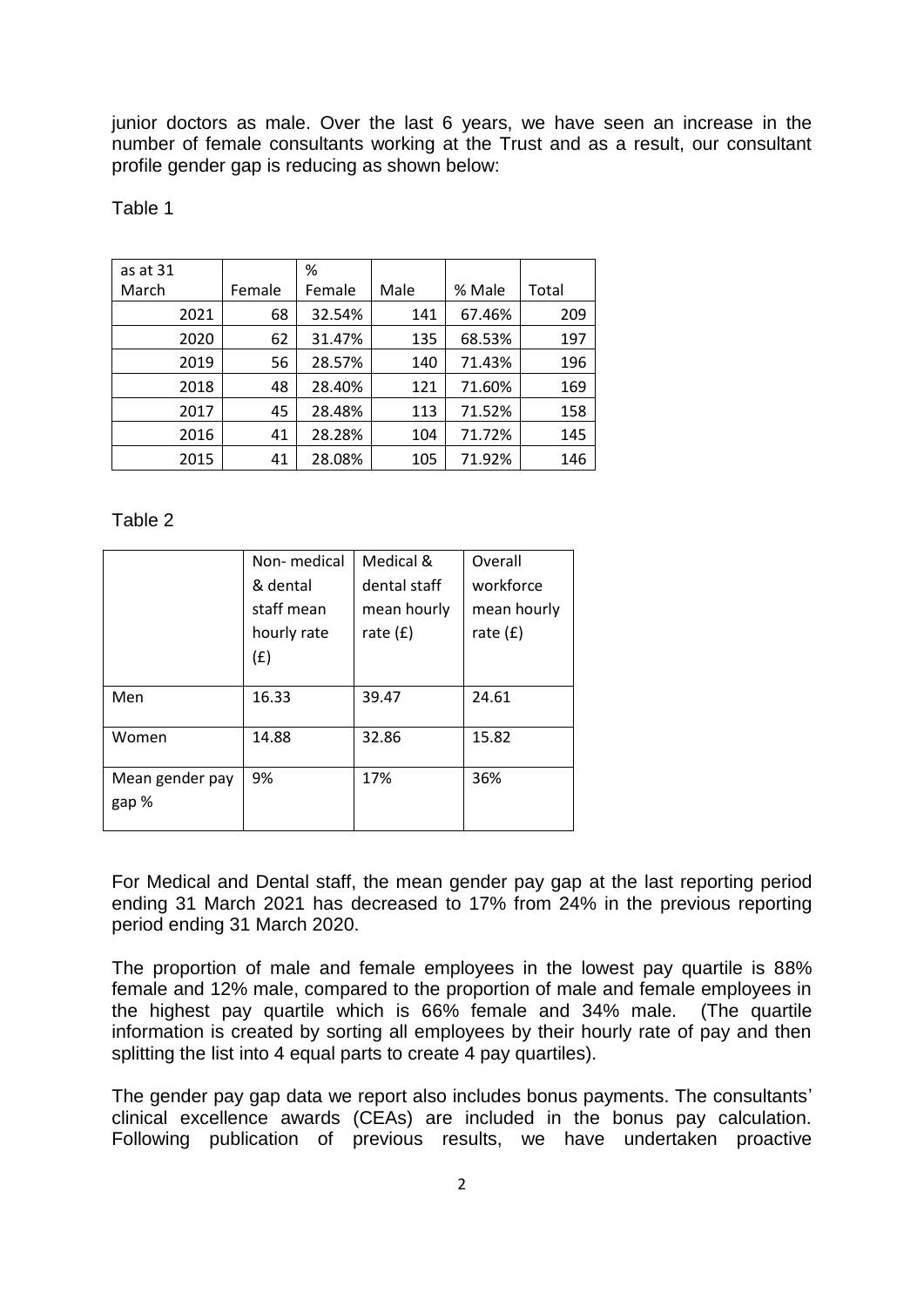junior doctors as male. Over the last 6 years, we have seen an increase in the number of female consultants working at the Trust and as a result, our consultant profile gender gap is reducing as shown below:

Table 1

| as at 31 March | Female | % Female | Male | % Male | Total |
|---|---|---|---|---|---|
| 2021 | 68 | 32.54% | 141 | 67.46% | 209 |
| 2020 | 62 | 31.47% | 135 | 68.53% | 197 |
| 2019 | 56 | 28.57% | 140 | 71.43% | 196 |
| 2018 | 48 | 28.40% | 121 | 71.60% | 169 |
| 2017 | 45 | 28.48% | 113 | 71.52% | 158 |
| 2016 | 41 | 28.28% | 104 | 71.72% | 145 |
| 2015 | 41 | 28.08% | 105 | 71.92% | 146 |

Table 2

| | Non- medical & dental staff mean hourly rate (£) | Medical & dental staff mean hourly rate (£) | Overall workforce mean hourly rate (£) |
|---|---|---|---|
| Men | 16.33 | 39.47 | 24.61 |
| Women | 14.88 | 32.86 | 15.82 |
| Mean gender pay gap % | 9% | 17% | 36% |

For Medical and Dental staff, the mean gender pay gap at the last reporting period ending 31 March 2021 has decreased to 17% from 24% in the previous reporting period ending 31 March 2020.

The proportion of male and female employees in the lowest pay quartile is 88% female and 12% male, compared to the proportion of male and female employees in the highest pay quartile which is 66% female and 34% male. (The quartile information is created by sorting all employees by their hourly rate of pay and then splitting the list into 4 equal parts to create 4 pay quartiles).

The gender pay gap data we report also includes bonus payments. The consultants' clinical excellence awards (CEAs) are included in the bonus pay calculation. Following publication of previous results, we have undertaken proactive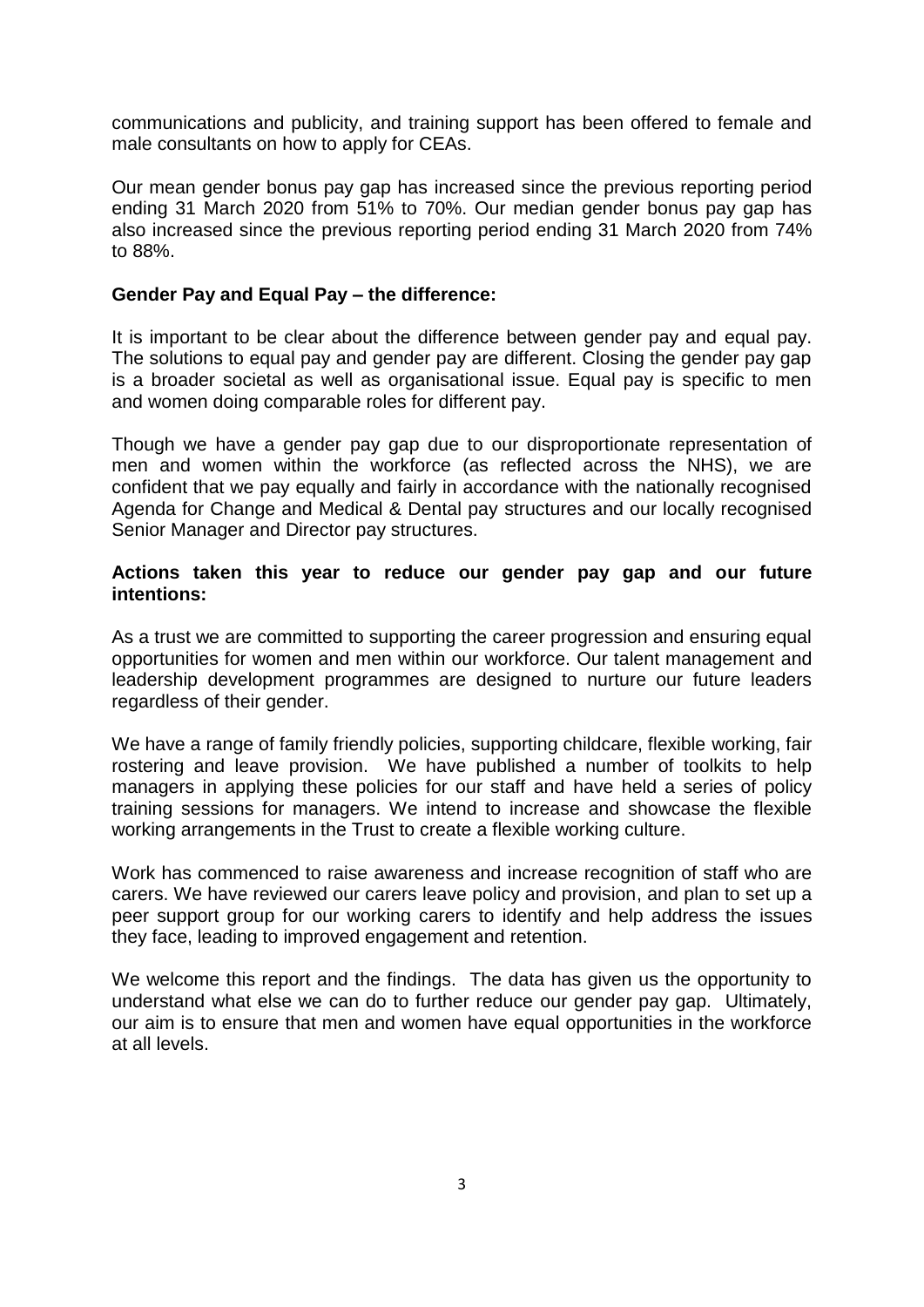communications and publicity, and training support has been offered to female and male consultants on how to apply for CEAs.

Our mean gender bonus pay gap has increased since the previous reporting period ending 31 March 2020 from 51% to 70%. Our median gender bonus pay gap has also increased since the previous reporting period ending 31 March 2020 from 74% to 88%.

**Gender Pay and Equal Pay – the difference:**

It is important to be clear about the difference between gender pay and equal pay. The solutions to equal pay and gender pay are different. Closing the gender pay gap is a broader societal as well as organisational issue. Equal pay is specific to men and women doing comparable roles for different pay.

Though we have a gender pay gap due to our disproportionate representation of men and women within the workforce (as reflected across the NHS), we are confident that we pay equally and fairly in accordance with the nationally recognised Agenda for Change and Medical & Dental pay structures and our locally recognised Senior Manager and Director pay structures.

**Actions taken this year to reduce our gender pay gap and our future intentions:**

As a trust we are committed to supporting the career progression and ensuring equal opportunities for women and men within our workforce. Our talent management and leadership development programmes are designed to nurture our future leaders regardless of their gender.

We have a range of family friendly policies, supporting childcare, flexible working, fair rostering and leave provision. We have published a number of toolkits to help managers in applying these policies for our staff and have held a series of policy training sessions for managers. We intend to increase and showcase the flexible working arrangements in the Trust to create a flexible working culture.

Work has commenced to raise awareness and increase recognition of staff who are carers. We have reviewed our carers leave policy and provision, and plan to set up a peer support group for our working carers to identify and help address the issues they face, leading to improved engagement and retention.

We welcome this report and the findings. The data has given us the opportunity to understand what else we can do to further reduce our gender pay gap. Ultimately, our aim is to ensure that men and women have equal opportunities in the workforce at all levels.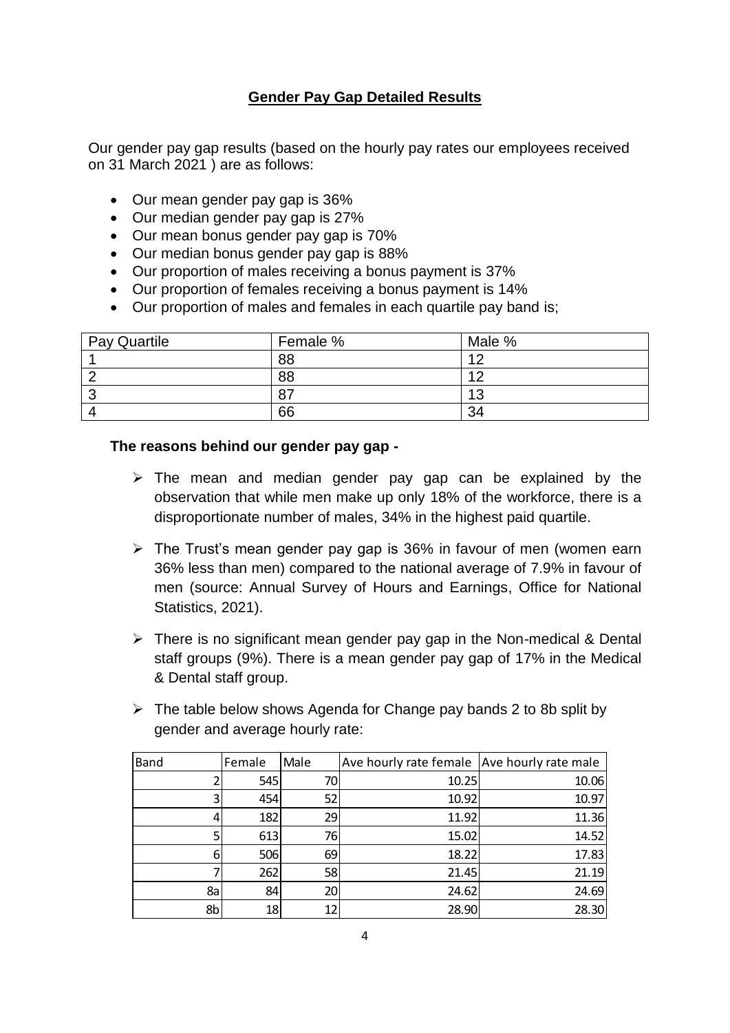## Gender Pay Gap Detailed Results

Our gender pay gap results (based on the hourly pay rates our employees received on 31 March 2021 ) are as follows:

- Our mean gender pay gap is 36%
- Our median gender pay gap is 27%
- Our mean bonus gender pay gap is 70%
- Our median bonus gender pay gap is 88%
- Our proportion of males receiving a bonus payment is 37%
- Our proportion of females receiving a bonus payment is 14%
- Our proportion of males and females in each quartile pay band is;

| Pay Quartile | Female % | Male % |
|---|---|---|
| 1 | 88 | 12 |
| 2 | 88 | 12 |
| 3 | 87 | 13 |
| 4 | 66 | 34 |

**The reasons behind our gender pay gap -**

- The mean and median gender pay gap can be explained by the observation that while men make up only 18% of the workforce, there is a disproportionate number of males, 34% in the highest paid quartile.
- The Trust's mean gender pay gap is 36% in favour of men (women earn 36% less than men) compared to the national average of 7.9% in favour of men (source: Annual Survey of Hours and Earnings, Office for National Statistics, 2021).
- There is no significant mean gender pay gap in the Non-medical & Dental staff groups (9%). There is a mean gender pay gap of 17% in the Medical & Dental staff group.
- The table below shows Agenda for Change pay bands 2 to 8b split by gender and average hourly rate:

| Band | Female | Male | Ave hourly rate female | Ave hourly rate male |
|---|---|---|---|---|
| 2 | 545 | 70 | 10.25 | 10.06 |
| 3 | 454 | 52 | 10.92 | 10.97 |
| 4 | 182 | 29 | 11.92 | 11.36 |
| 5 | 613 | 76 | 15.02 | 14.52 |
| 6 | 506 | 69 | 18.22 | 17.83 |
| 7 | 262 | 58 | 21.45 | 21.19 |
| 8a | 84 | 20 | 24.62 | 24.69 |
| 8b | 18 | 12 | 28.90 | 28.30 |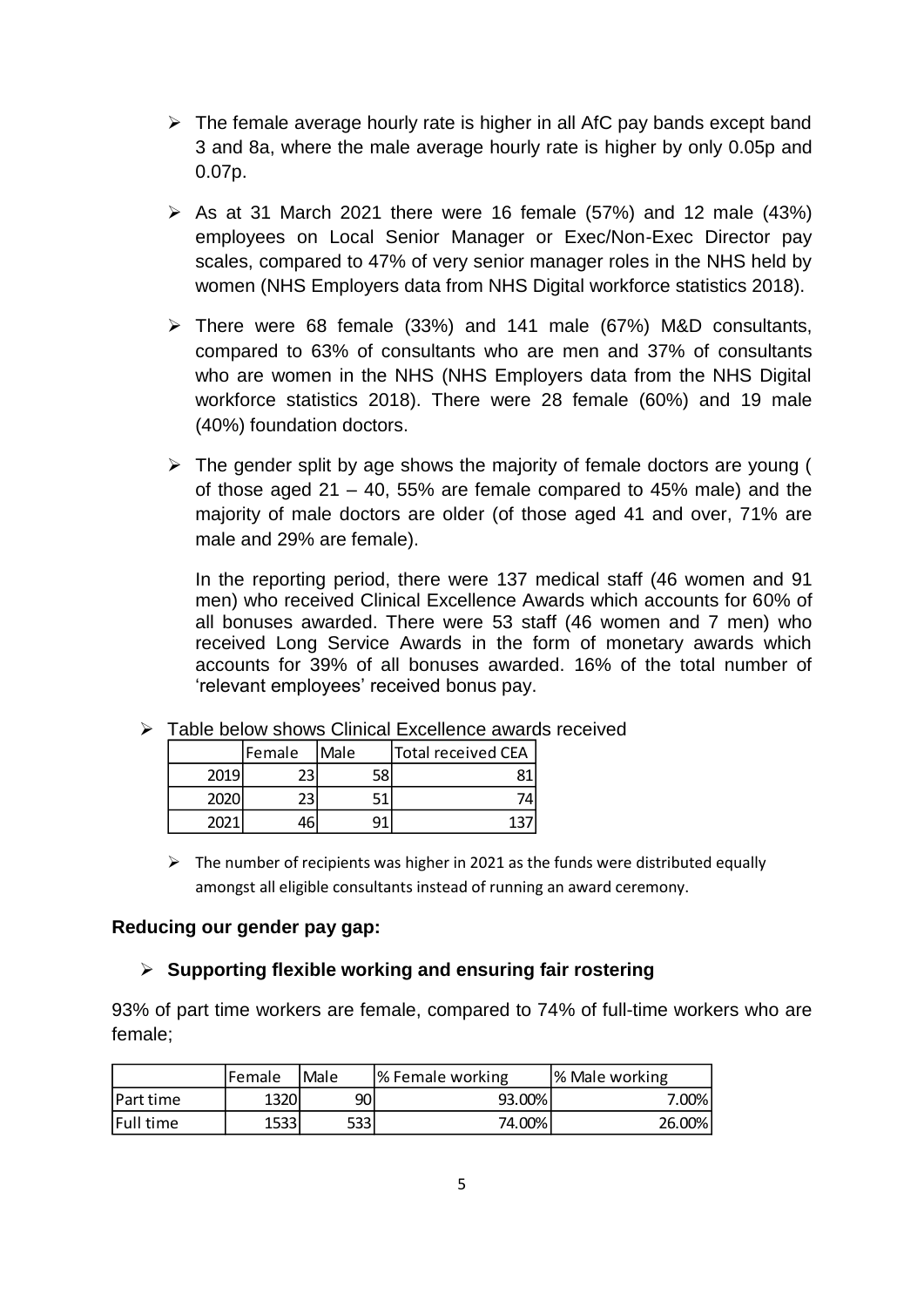- The female average hourly rate is higher in all AfC pay bands except band 3 and 8a, where the male average hourly rate is higher by only 0.05p and 0.07p.

- As at 31 March 2021 there were 16 female (57%) and 12 male (43%) employees on Local Senior Manager or Exec/Non-Exec Director pay scales, compared to 47% of very senior manager roles in the NHS held by women (NHS Employers data from NHS Digital workforce statistics 2018).

- There were 68 female (33%) and 141 male (67%) M&D consultants, compared to 63% of consultants who are men and 37% of consultants who are women in the NHS (NHS Employers data from the NHS Digital workforce statistics 2018). There were 28 female (60%) and 19 male (40%) foundation doctors.

- The gender split by age shows the majority of female doctors are young ( of those aged 21 – 40, 55% are female compared to 45% male) and the majority of male doctors are older (of those aged 41 and over, 71% are male and 29% are female).

  In the reporting period, there were 137 medical staff (46 women and 91 men) who received Clinical Excellence Awards which accounts for 60% of all bonuses awarded. There were 53 staff (46 women and 7 men) who received Long Service Awards in the form of monetary awards which accounts for 39% of all bonuses awarded. 16% of the total number of 'relevant employees' received bonus pay.

- Table below shows Clinical Excellence awards received

| | Female | Male | Total received CEA |
|---|---|---|---|
| 2019 | 23 | 58 | 81 |
| 2020 | 23 | 51 | 74 |
| 2021 | 46 | 91 | 137 |

- The number of recipients was higher in 2021 as the funds were distributed equally amongst all eligible consultants instead of running an award ceremony.

**Reducing our gender pay gap:**

- **Supporting flexible working and ensuring fair rostering**

93% of part time workers are female, compared to 74% of full-time workers who are female;

| | Female | Male | % Female working | % Male working |
|---|---|---|---|---|
| Part time | 1320 | 90 | 93.00% | 7.00% |
| Full time | 1533 | 533 | 74.00% | 26.00% |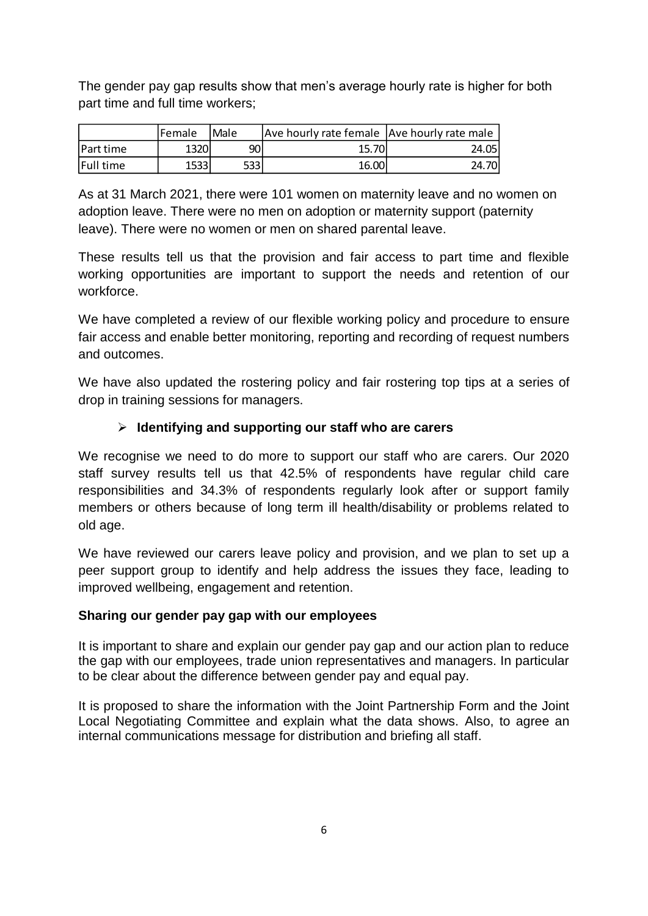The gender pay gap results show that men's average hourly rate is higher for both part time and full time workers;

| | Female | Male | Ave hourly rate female | Ave hourly rate male |
|---|---|---|---|---|
| Part time | 1320 | 90 | 15.70 | 24.05 |
| Full time | 1533 | 533 | 16.00 | 24.70 |

As at 31 March 2021, there were 101 women on maternity leave and no women on adoption leave. There were no men on adoption or maternity support (paternity leave). There were no women or men on shared parental leave.

These results tell us that the provision and fair access to part time and flexible working opportunities are important to support the needs and retention of our workforce.

We have completed a review of our flexible working policy and procedure to ensure fair access and enable better monitoring, reporting and recording of request numbers and outcomes.

We have also updated the rostering policy and fair rostering top tips at a series of drop in training sessions for managers.

- **Identifying and supporting our staff who are carers**

We recognise we need to do more to support our staff who are carers. Our 2020 staff survey results tell us that 42.5% of respondents have regular child care responsibilities and 34.3% of respondents regularly look after or support family members or others because of long term ill health/disability or problems related to old age.

We have reviewed our carers leave policy and provision, and we plan to set up a peer support group to identify and help address the issues they face, leading to improved wellbeing, engagement and retention.

**Sharing our gender pay gap with our employees**

It is important to share and explain our gender pay gap and our action plan to reduce the gap with our employees, trade union representatives and managers. In particular to be clear about the difference between gender pay and equal pay.

It is proposed to share the information with the Joint Partnership Form and the Joint Local Negotiating Committee and explain what the data shows. Also, to agree an internal communications message for distribution and briefing all staff.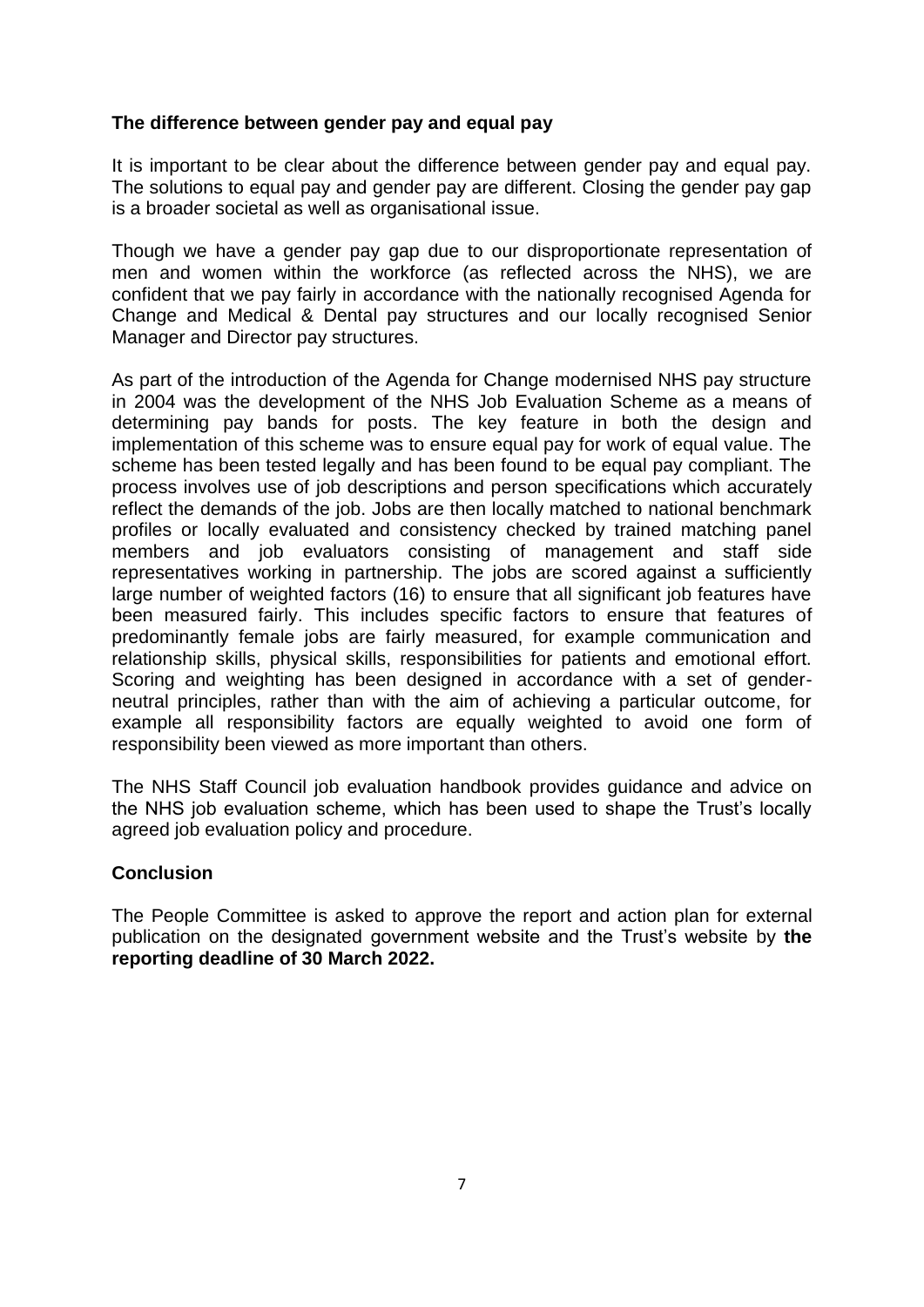### The difference between gender pay and equal pay

It is important to be clear about the difference between gender pay and equal pay. The solutions to equal pay and gender pay are different. Closing the gender pay gap is a broader societal as well as organisational issue.

Though we have a gender pay gap due to our disproportionate representation of men and women within the workforce (as reflected across the NHS), we are confident that we pay fairly in accordance with the nationally recognised Agenda for Change and Medical & Dental pay structures and our locally recognised Senior Manager and Director pay structures.

As part of the introduction of the Agenda for Change modernised NHS pay structure in 2004 was the development of the NHS Job Evaluation Scheme as a means of determining pay bands for posts. The key feature in both the design and implementation of this scheme was to ensure equal pay for work of equal value. The scheme has been tested legally and has been found to be equal pay compliant. The process involves use of job descriptions and person specifications which accurately reflect the demands of the job. Jobs are then locally matched to national benchmark profiles or locally evaluated and consistency checked by trained matching panel members and job evaluators consisting of management and staff side representatives working in partnership. The jobs are scored against a sufficiently large number of weighted factors (16) to ensure that all significant job features have been measured fairly. This includes specific factors to ensure that features of predominantly female jobs are fairly measured, for example communication and relationship skills, physical skills, responsibilities for patients and emotional effort. Scoring and weighting has been designed in accordance with a set of gender-neutral principles, rather than with the aim of achieving a particular outcome, for example all responsibility factors are equally weighted to avoid one form of responsibility been viewed as more important than others.

The NHS Staff Council job evaluation handbook provides guidance and advice on the NHS job evaluation scheme, which has been used to shape the Trust's locally agreed job evaluation policy and procedure.

### Conclusion

The People Committee is asked to approve the report and action plan for external publication on the designated government website and the Trust's website by **the reporting deadline of 30 March 2022.**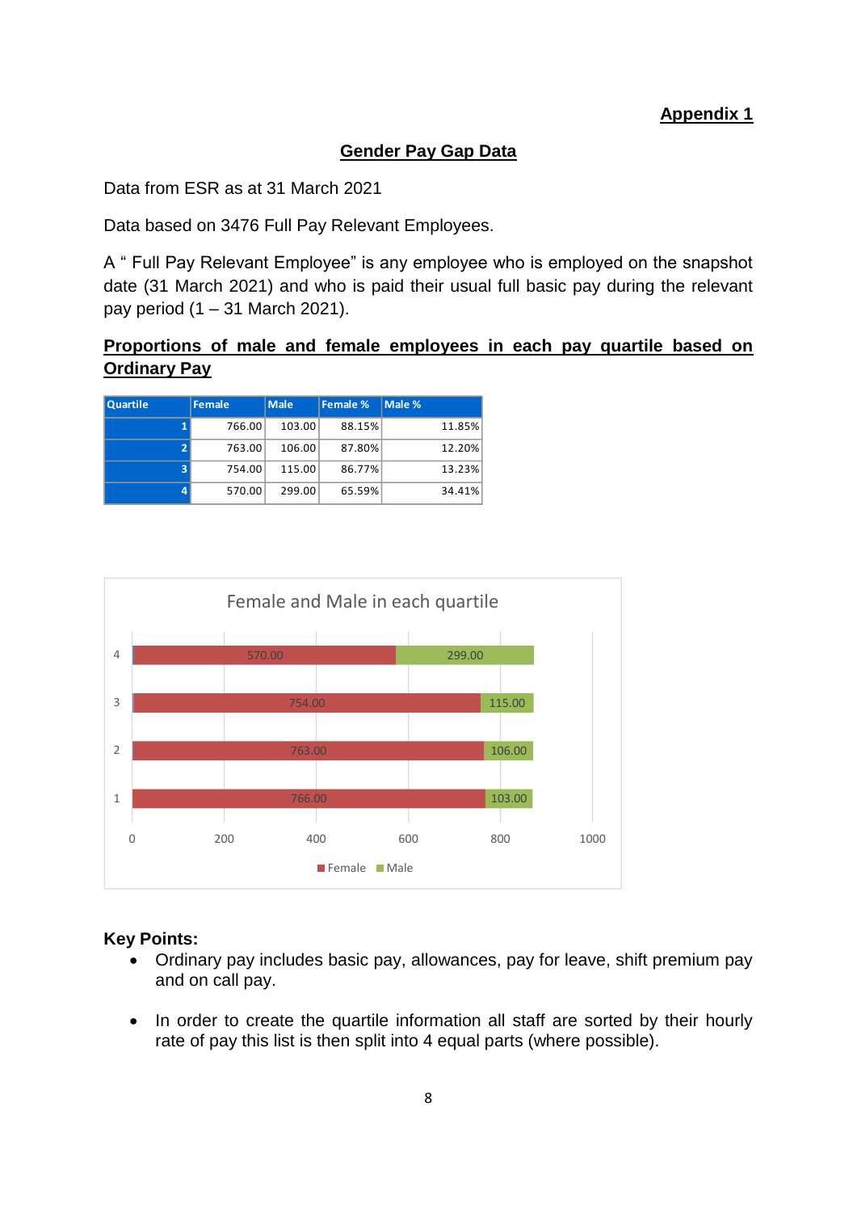**Appendix 1**

## Gender Pay Gap Data

Data from ESR as at 31 March 2021

Data based on 3476 Full Pay Relevant Employees.

A “ Full Pay Relevant Employee” is any employee who is employed on the snapshot date (31 March 2021) and who is paid their usual full basic pay during the relevant pay period (1 – 31 March 2021).

### Proportions of male and female employees in each pay quartile based on Ordinary Pay

| Quartile | Female | Male | Female % | Male % |
|---|---|---|---|---|
| 1 | 766.00 | 103.00 | 88.15% | 11.85% |
| 2 | 763.00 | 106.00 | 87.80% | 12.20% |
| 3 | 754.00 | 115.00 | 86.77% | 13.23% |
| 4 | 570.00 | 299.00 | 65.59% | 34.41% |

Female and Male in each quartile

4
570.00
299.00
3
754.00
115.00
2
763.00
106.00
1
766.00
103.00

0 200 400 600 800 1000

Female Male

**Key Points:**

- Ordinary pay includes basic pay, allowances, pay for leave, shift premium pay and on call pay.
- In order to create the quartile information all staff are sorted by their hourly rate of pay this list is then split into 4 equal parts (where possible).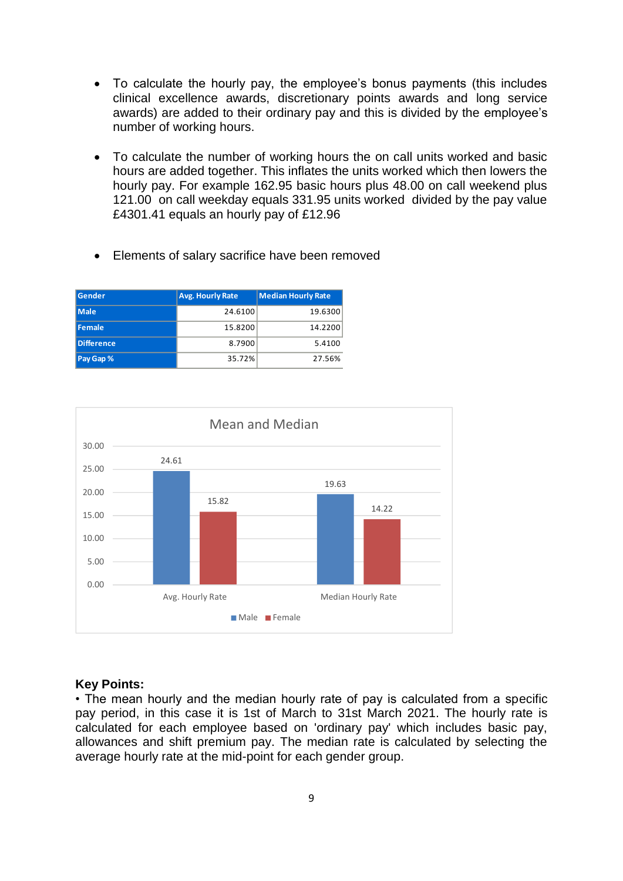- To calculate the hourly pay, the employee's bonus payments (this includes clinical excellence awards, discretionary points awards and long service awards) are added to their ordinary pay and this is divided by the employee's number of working hours.

- To calculate the number of working hours the on call units worked and basic hours are added together. This inflates the units worked which then lowers the hourly pay. For example 162.95 basic hours plus 48.00 on call weekend plus 121.00 on call weekday equals 331.95 units worked divided by the pay value £4301.41 equals an hourly pay of £12.96

- Elements of salary sacrifice have been removed

| Gender | Avg. Hourly Rate | Median Hourly Rate |
|---|---|---|
| Male | 24.6100 | 19.6300 |
| Female | 15.8200 | 14.2200 |
| Difference | 8.7900 | 5.4100 |
| Pay Gap % | 35.72% | 27.56% |

Mean and Median

30.00
25.00
20.00
15.00
10.00
5.00
0.00

24.61
15.82
19.63
14.22

Avg. Hourly Rate
Median Hourly Rate

Male
Female

**Key Points:**

• The mean hourly and the median hourly rate of pay is calculated from a specific pay period, in this case it is 1st of March to 31st March 2021. The hourly rate is calculated for each employee based on 'ordinary pay' which includes basic pay, allowances and shift premium pay. The median rate is calculated by selecting the average hourly rate at the mid-point for each gender group.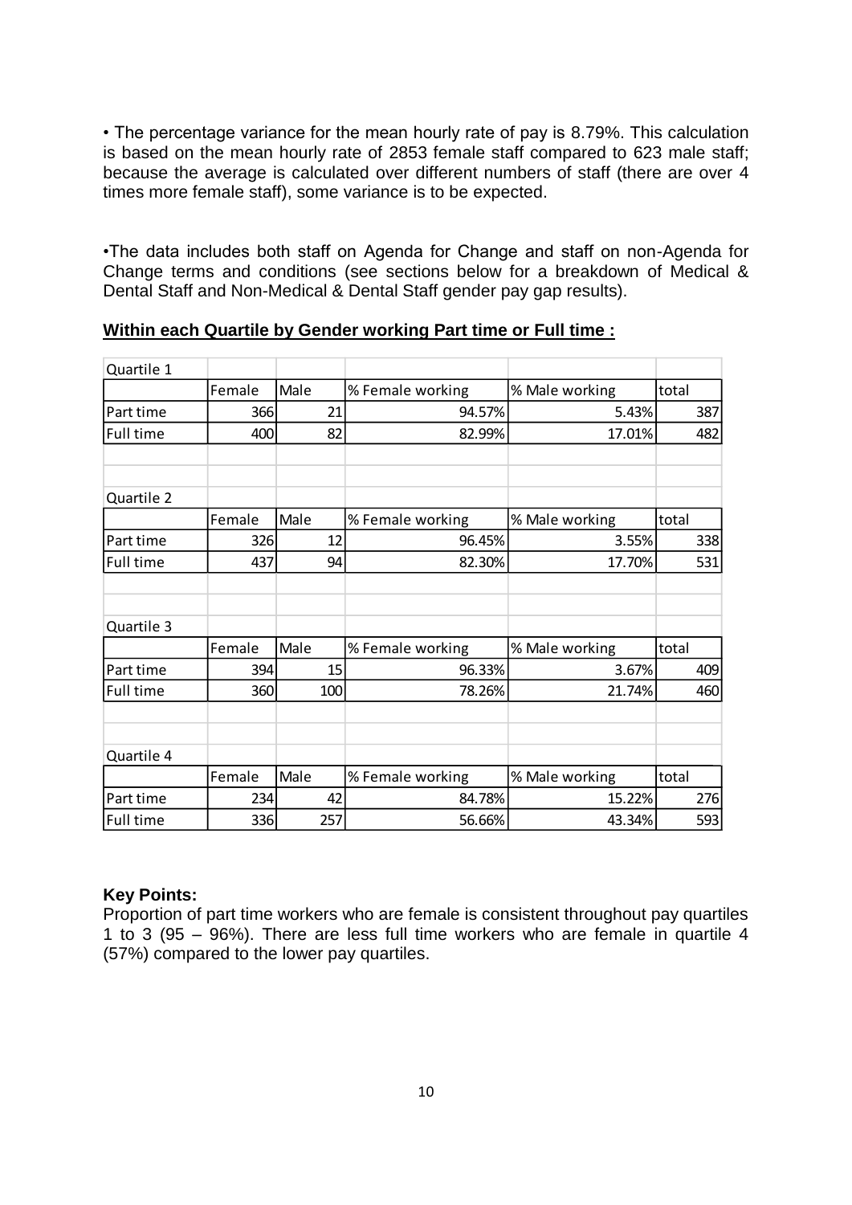• The percentage variance for the mean hourly rate of pay is 8.79%. This calculation is based on the mean hourly rate of 2853 female staff compared to 623 male staff; because the average is calculated over different numbers of staff (there are over 4 times more female staff), some variance is to be expected.

•The data includes both staff on Agenda for Change and staff on non-Agenda for Change terms and conditions (see sections below for a breakdown of Medical & Dental Staff and Non-Medical & Dental Staff gender pay gap results).

**Within each Quartile by Gender working Part time or Full time :**

| Quartile 1 | | | | | |
|---|---|---|---|---|---|
| | Female | Male | % Female working | % Male working | total |
| Part time | 366 | 21 | 94.57% | 5.43% | 387 |
| Full time | 400 | 82 | 82.99% | 17.01% | 482 |

| Quartile 2 | | | | | |
|---|---|---|---|---|---|
| | Female | Male | % Female working | % Male working | total |
| Part time | 326 | 12 | 96.45% | 3.55% | 338 |
| Full time | 437 | 94 | 82.30% | 17.70% | 531 |

| Quartile 3 | | | | | |
|---|---|---|---|---|---|
| | Female | Male | % Female working | % Male working | total |
| Part time | 394 | 15 | 96.33% | 3.67% | 409 |
| Full time | 360 | 100 | 78.26% | 21.74% | 460 |

| Quartile 4 | | | | | |
|---|---|---|---|---|---|
| | Female | Male | % Female working | % Male working | total |
| Part time | 234 | 42 | 84.78% | 15.22% | 276 |
| Full time | 336 | 257 | 56.66% | 43.34% | 593 |

**Key Points:**
Proportion of part time workers who are female is consistent throughout pay quartiles 1 to 3 (95 – 96%). There are less full time workers who are female in quartile 4 (57%) compared to the lower pay quartiles.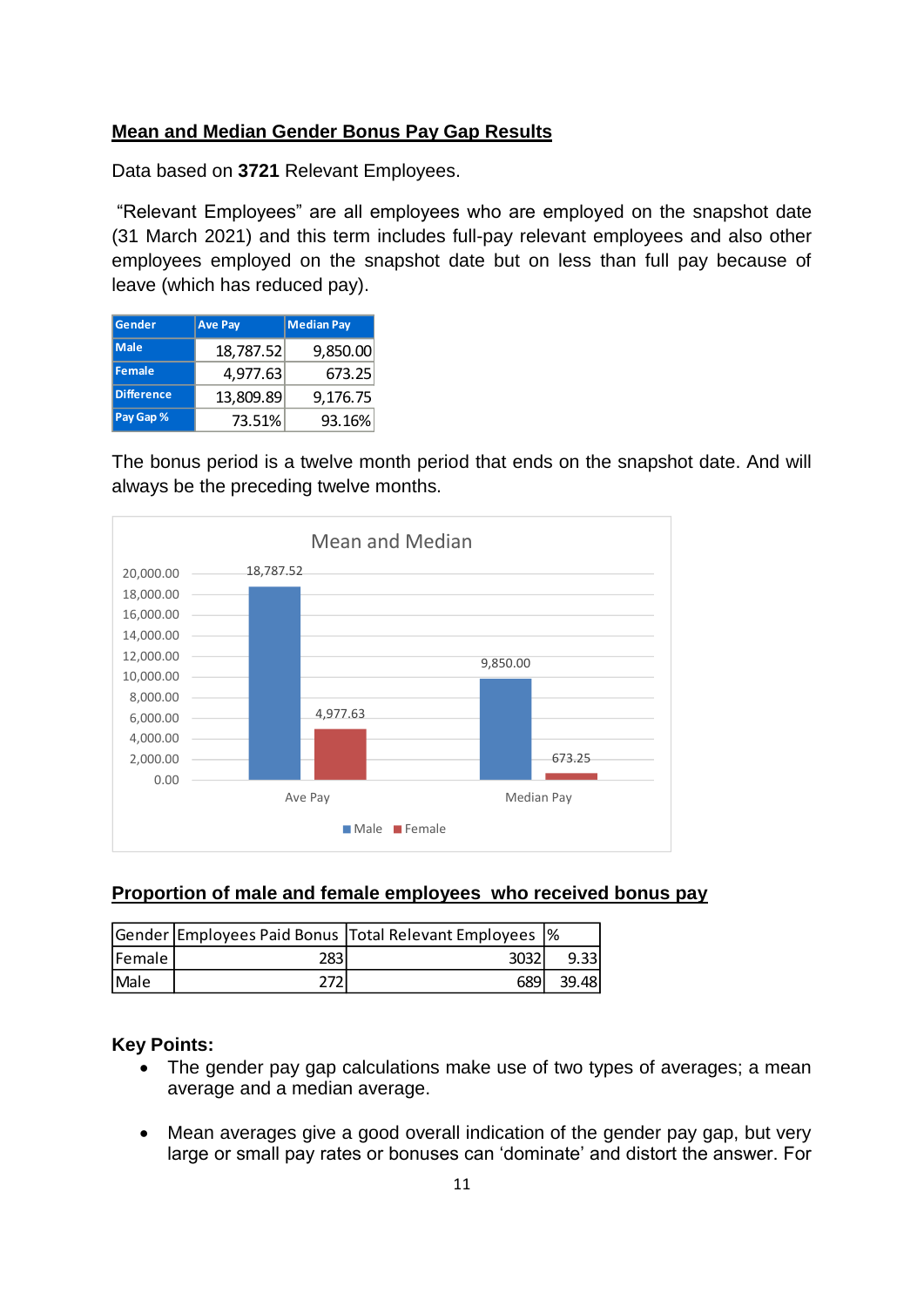## Mean and Median Gender Bonus Pay Gap Results

Data based on **3721** Relevant Employees.

"Relevant Employees" are all employees who are employed on the snapshot date (31 March 2021) and this term includes full-pay relevant employees and also other employees employed on the snapshot date but on less than full pay because of leave (which has reduced pay).

| Gender | Ave Pay | Median Pay |
|---|---|---|
| Male | 18,787.52 | 9,850.00 |
| Female | 4,977.63 | 673.25 |
| Difference | 13,809.89 | 9,176.75 |
| Pay Gap % | 73.51% | 93.16% |

The bonus period is a twelve month period that ends on the snapshot date. And will always be the preceding twelve months.

Mean and Median

20,000.00
18,000.00
16,000.00
14,000.00
12,000.00
10,000.00
8,000.00
6,000.00
4,000.00
2,000.00
0.00

18,787.52
4,977.63
9,850.00
673.25

Ave Pay
Median Pay

Male Female

## Proportion of male and female employees who received bonus pay

| Gender | Employees Paid Bonus | Total Relevant Employees | % |
|---|---|---|---|
| Female | 283 | 3032 | 9.33 |
| Male | 272 | 689 | 39.48 |

**Key Points:**

- The gender pay gap calculations make use of two types of averages; a mean average and a median average.
- Mean averages give a good overall indication of the gender pay gap, but very large or small pay rates or bonuses can 'dominate' and distort the answer. For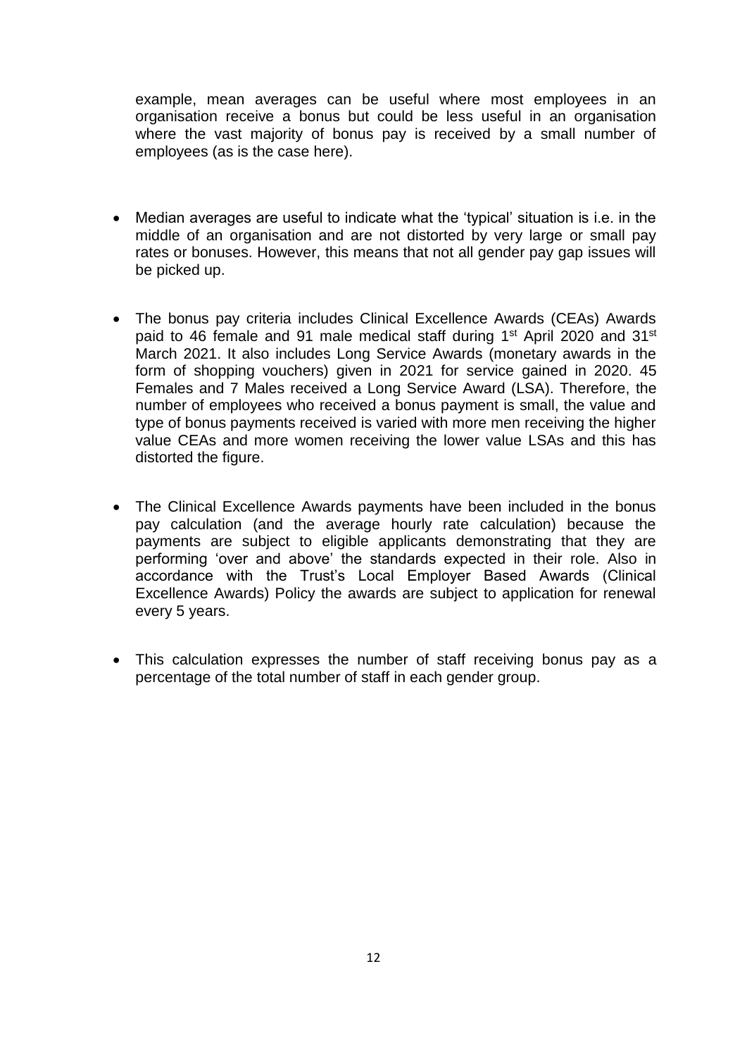example, mean averages can be useful where most employees in an organisation receive a bonus but could be less useful in an organisation where the vast majority of bonus pay is received by a small number of employees (as is the case here).

- Median averages are useful to indicate what the 'typical' situation is i.e. in the middle of an organisation and are not distorted by very large or small pay rates or bonuses. However, this means that not all gender pay gap issues will be picked up.

- The bonus pay criteria includes Clinical Excellence Awards (CEAs) Awards paid to 46 female and 91 male medical staff during 1st April 2020 and 31st March 2021. It also includes Long Service Awards (monetary awards in the form of shopping vouchers) given in 2021 for service gained in 2020. 45 Females and 7 Males received a Long Service Award (LSA). Therefore, the number of employees who received a bonus payment is small, the value and type of bonus payments received is varied with more men receiving the higher value CEAs and more women receiving the lower value LSAs and this has distorted the figure.

- The Clinical Excellence Awards payments have been included in the bonus pay calculation (and the average hourly rate calculation) because the payments are subject to eligible applicants demonstrating that they are performing 'over and above' the standards expected in their role. Also in accordance with the Trust's Local Employer Based Awards (Clinical Excellence Awards) Policy the awards are subject to application for renewal every 5 years.

- This calculation expresses the number of staff receiving bonus pay as a percentage of the total number of staff in each gender group.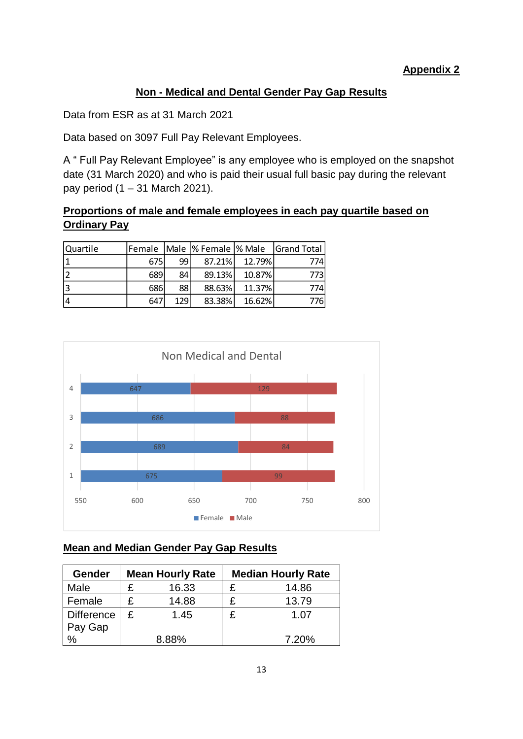**Appendix 2**

## Non - Medical and Dental Gender Pay Gap Results

Data from ESR as at 31 March 2021

Data based on 3097 Full Pay Relevant Employees.

A " Full Pay Relevant Employee" is any employee who is employed on the snapshot date (31 March 2020) and who is paid their usual full basic pay during the relevant pay period (1 – 31 March 2021).

### Proportions of male and female employees in each pay quartile based on Ordinary Pay

| Quartile | Female | Male | % Female | % Male | Grand Total |
|---|---|---|---|---|---|
| 1 | 675 | 99 | 87.21% | 12.79% | 774 |
| 2 | 689 | 84 | 89.13% | 10.87% | 773 |
| 3 | 686 | 88 | 88.63% | 11.37% | 774 |
| 4 | 647 | 129 | 83.38% | 16.62% | 776 |

Non Medical and Dental

4
647
129
3
686
88
2
689
84
1
675
99

550 600 650 700 750 800

Female Male

### Mean and Median Gender Pay Gap Results

| Gender | Mean Hourly Rate | Median Hourly Rate |
|---|---|---|
| Male | £ 16.33 | £ 14.86 |
| Female | £ 14.88 | £ 13.79 |
| Difference | £ 1.45 | £ 1.07 |
| Pay Gap % | 8.88% | 7.20% |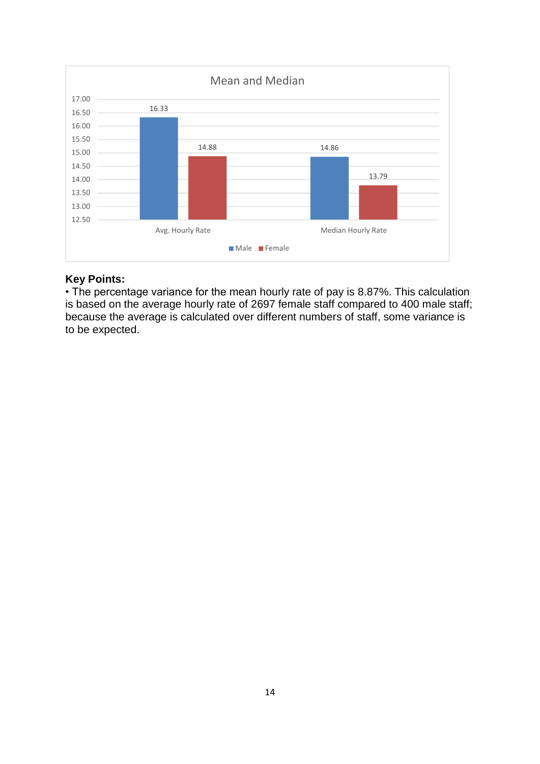Mean and Median

17.00
16.50
16.00
15.50
15.00
14.50
14.00
13.50
13.00
12.50

16.33
14.88
14.86
13.79

Avg. Hourly Rate
Median Hourly Rate

Male
Female

**Key Points:**

• The percentage variance for the mean hourly rate of pay is 8.87%. This calculation is based on the average hourly rate of 2697 female staff compared to 400 male staff; because the average is calculated over different numbers of staff, some variance is to be expected.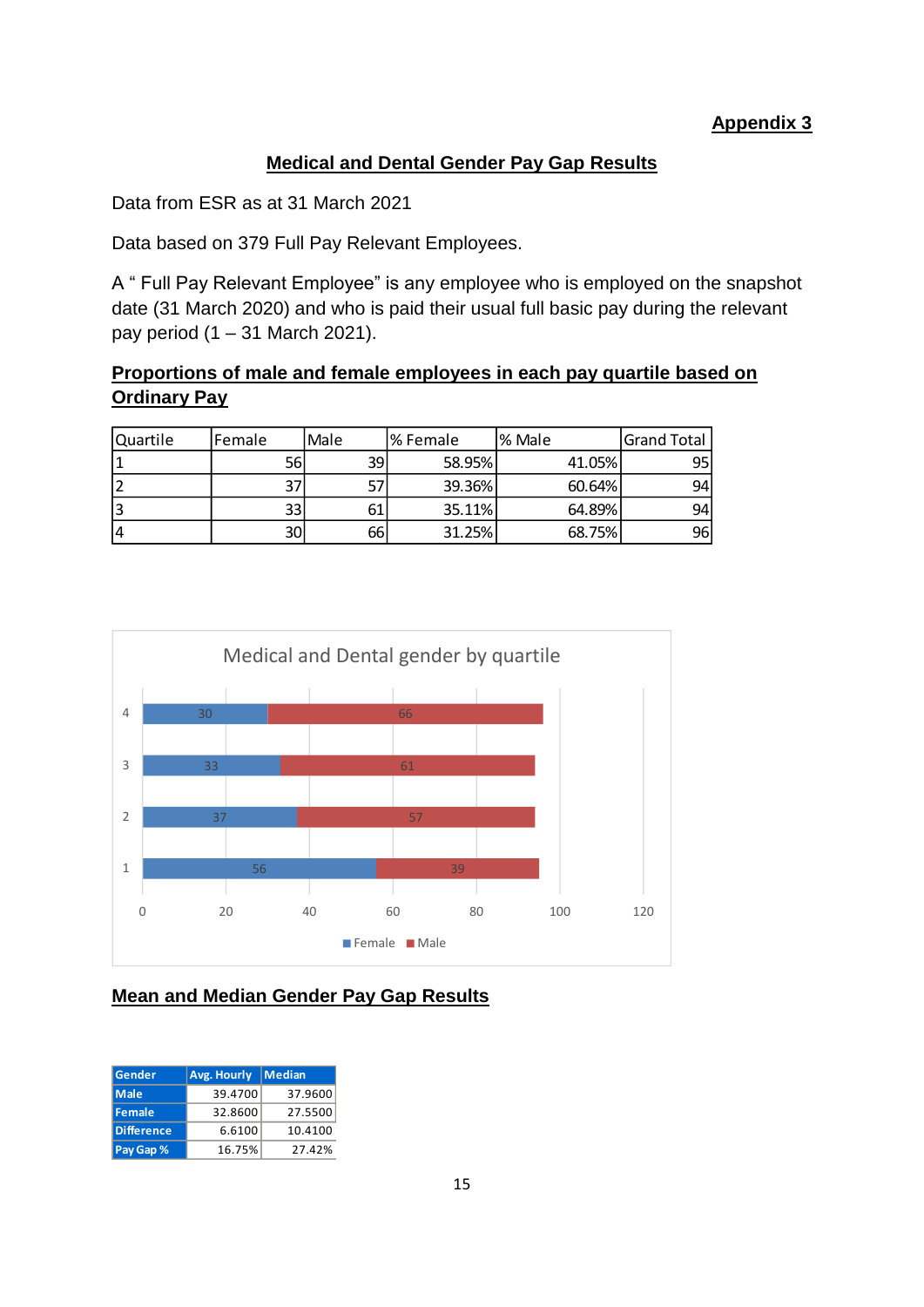**Appendix 3**

## Medical and Dental Gender Pay Gap Results

Data from ESR as at 31 March 2021

Data based on 379 Full Pay Relevant Employees.

A " Full Pay Relevant Employee" is any employee who is employed on the snapshot date (31 March 2020) and who is paid their usual full basic pay during the relevant pay period (1 – 31 March 2021).

### Proportions of male and female employees in each pay quartile based on Ordinary Pay

| Quartile | Female | Male | % Female | % Male | Grand Total |
|---|---|---|---|---|---|
| 1 | 56 | 39 | 58.95% | 41.05% | 95 |
| 2 | 37 | 57 | 39.36% | 60.64% | 94 |
| 3 | 33 | 61 | 35.11% | 64.89% | 94 |
| 4 | 30 | 66 | 31.25% | 68.75% | 96 |

Medical and Dental gender by quartile

4
30
66
3
33
61
2
37
57
1
56
39

0 20 40 60 80 100 120

Female Male

### Mean and Median Gender Pay Gap Results

| Gender | Avg. Hourly | Median |
|---|---|---|
| Male | 39.4700 | 37.9600 |
| Female | 32.8600 | 27.5500 |
| Difference | 6.6100 | 10.4100 |
| Pay Gap % | 16.75% | 27.42% |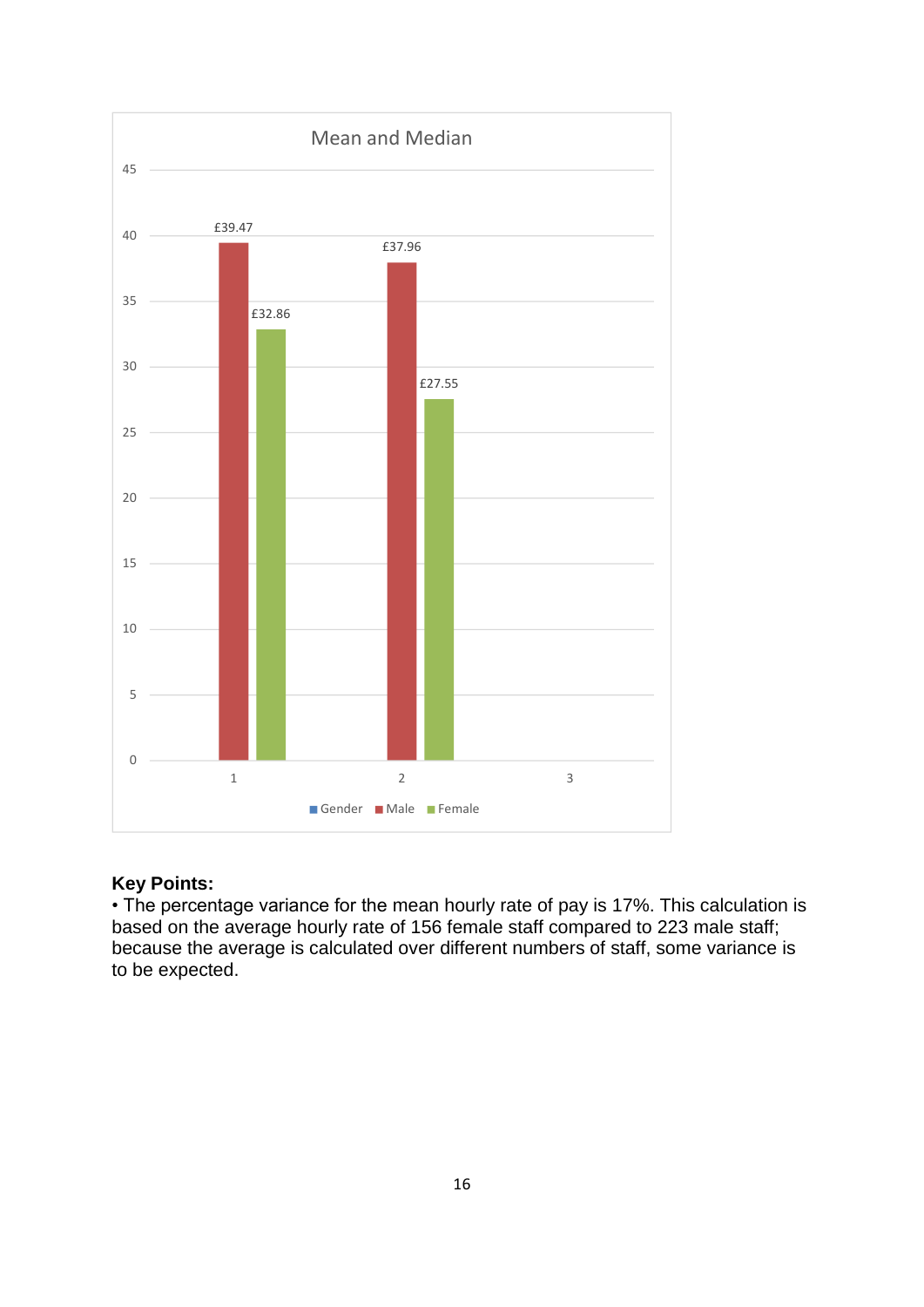Mean and Median

45
40
35
30
25
20
15
10
5
0

£39.47
£32.86
£37.96
£27.55

1
2
3

Gender Male Female

**Key Points:**

• The percentage variance for the mean hourly rate of pay is 17%. This calculation is based on the average hourly rate of 156 female staff compared to 223 male staff; because the average is calculated over different numbers of staff, some variance is to be expected.